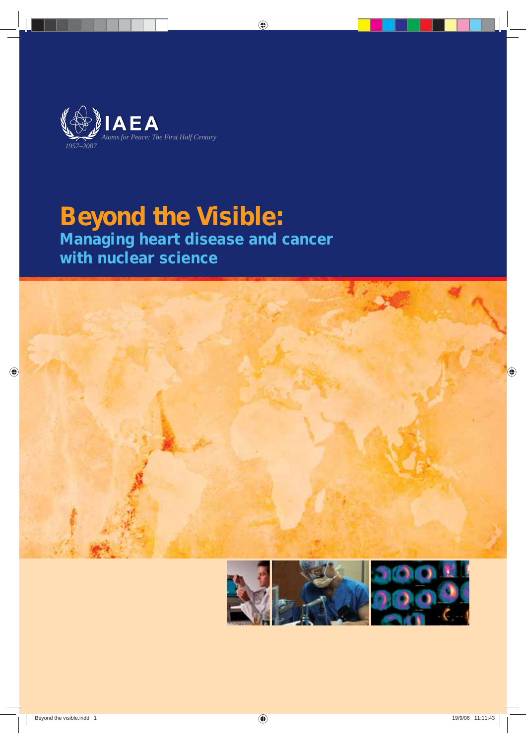IAEA

*Atoms for Peace: The First Half Century*

*1957–2007*

# Beyond the Visible:

## Managing heart disease and cancer with nuclear science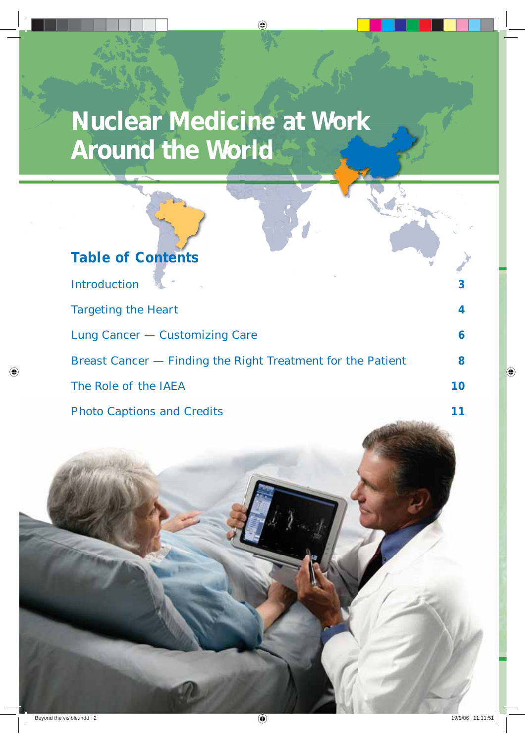# Nuclear Medicine at Work Around the World

## Table of Contents

| | |
|---|---|
| Introduction | 3 |
| Targeting the Heart | 4 |
| Lung Cancer — Customizing Care | 6 |
| Breast Cancer — Finding the Right Treatment for the Patient | 8 |
| The Role of the IAEA | 10 |
| Photo Captions and Credits | 11 |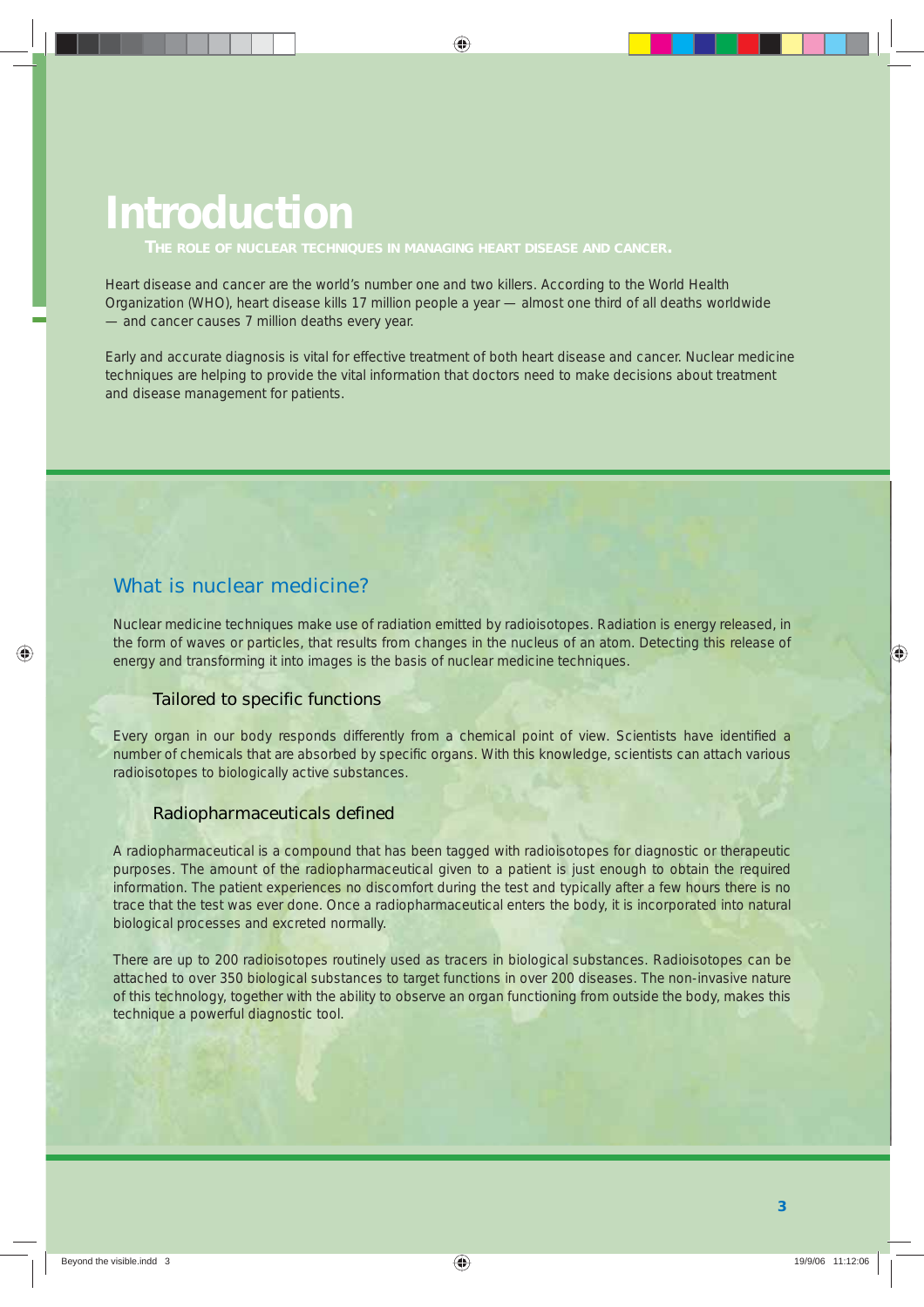# Introduction

**THE ROLE OF NUCLEAR TECHNIQUES IN MANAGING HEART DISEASE AND CANCER.**

Heart disease and cancer are the world's number one and two killers. According to the World Health Organization (WHO), heart disease kills 17 million people a year — almost one third of all deaths worldwide — and cancer causes 7 million deaths every year.

Early and accurate diagnosis is vital for effective treatment of both heart disease and cancer. Nuclear medicine techniques are helping to provide the vital information that doctors need to make decisions about treatment and disease management for patients.

## What is nuclear medicine?

Nuclear medicine techniques make use of radiation emitted by radioisotopes. Radiation is energy released, in the form of waves or particles, that results from changes in the nucleus of an atom. Detecting this release of energy and transforming it into images is the basis of nuclear medicine techniques.

### Tailored to specific functions

Every organ in our body responds differently from a chemical point of view. Scientists have identified a number of chemicals that are absorbed by specific organs. With this knowledge, scientists can attach various radioisotopes to biologically active substances.

### Radiopharmaceuticals defined

A radiopharmaceutical is a compound that has been tagged with radioisotopes for diagnostic or therapeutic purposes. The amount of the radiopharmaceutical given to a patient is just enough to obtain the required information. The patient experiences no discomfort during the test and typically after a few hours there is no trace that the test was ever done. Once a radiopharmaceutical enters the body, it is incorporated into natural biological processes and excreted normally.

There are up to 200 radioisotopes routinely used as tracers in biological substances. Radioisotopes can be attached to over 350 biological substances to target functions in over 200 diseases. The non-invasive nature of this technology, together with the ability to observe an organ functioning from outside the body, makes this technique a powerful diagnostic tool.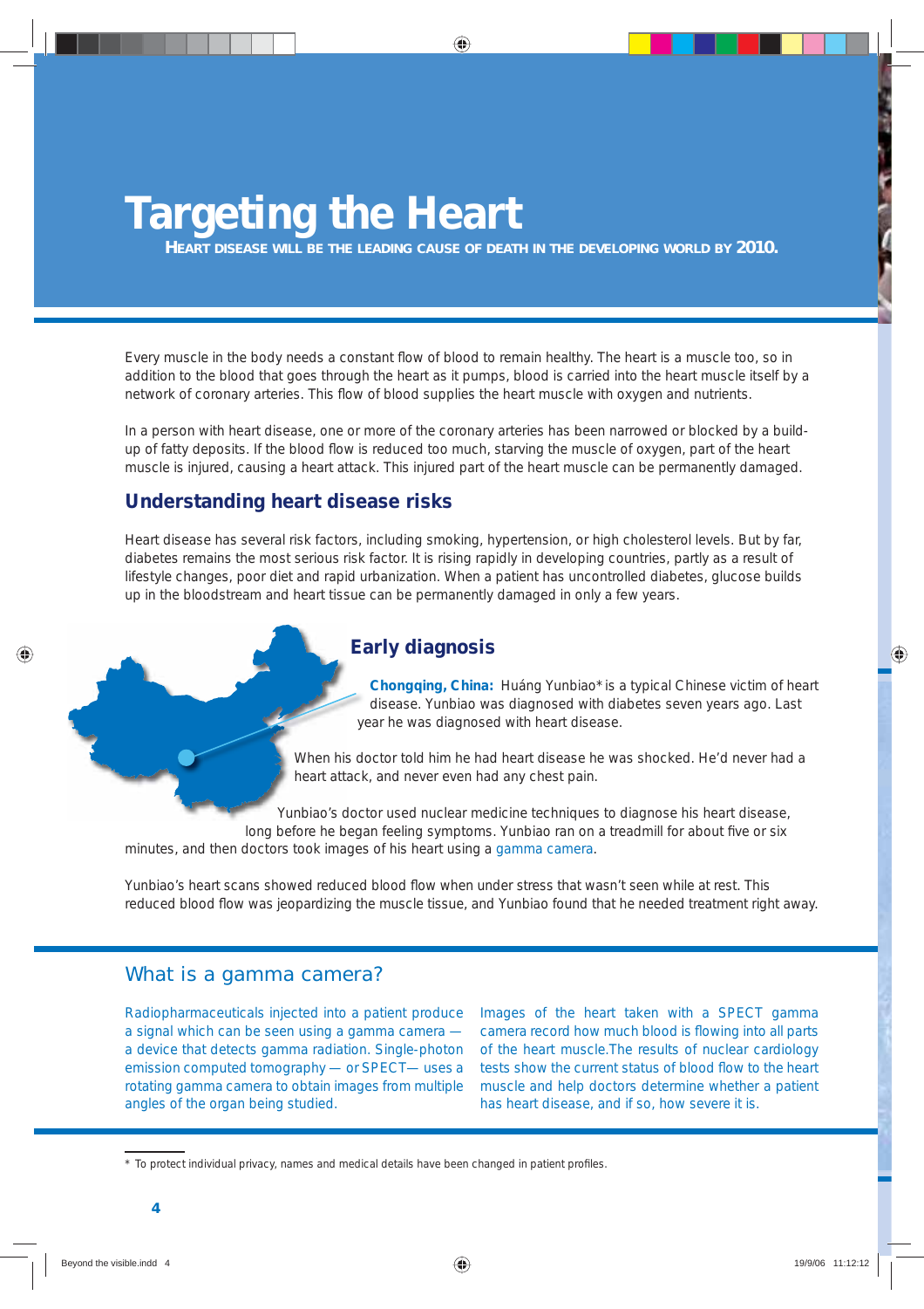# Targeting the Heart

**HEART DISEASE WILL BE THE LEADING CAUSE OF DEATH IN THE DEVELOPING WORLD BY 2010.**

Every muscle in the body needs a constant flow of blood to remain healthy. The heart is a muscle too, so in addition to the blood that goes through the heart as it pumps, blood is carried into the heart muscle itself by a network of coronary arteries. This flow of blood supplies the heart muscle with oxygen and nutrients.

In a person with heart disease, one or more of the coronary arteries has been narrowed or blocked by a build-up of fatty deposits. If the blood flow is reduced too much, starving the muscle of oxygen, part of the heart muscle is injured, causing a heart attack. This injured part of the heart muscle can be permanently damaged.

## Understanding heart disease risks

Heart disease has several risk factors, including smoking, hypertension, or high cholesterol levels. But by far, diabetes remains the most serious risk factor. It is rising rapidly in developing countries, partly as a result of lifestyle changes, poor diet and rapid urbanization. When a patient has uncontrolled diabetes, glucose builds up in the bloodstream and heart tissue can be permanently damaged in only a few years.

## Early diagnosis

**Chongqing, China:** Huáng Yunbiao* is a typical Chinese victim of heart disease. Yunbiao was diagnosed with diabetes seven years ago. Last year he was diagnosed with heart disease.

When his doctor told him he had heart disease he was shocked. He'd never had a heart attack, and never even had any chest pain.

Yunbiao's doctor used nuclear medicine techniques to diagnose his heart disease, long before he began feeling symptoms. Yunbiao ran on a treadmill for about five or six minutes, and then doctors took images of his heart using a gamma camera.

Yunbiao's heart scans showed reduced blood flow when under stress that wasn't seen while at rest. This reduced blood flow was jeopardizing the muscle tissue, and Yunbiao found that he needed treatment right away.

## What is a gamma camera?

Radiopharmaceuticals injected into a patient produce a signal which can be seen using a gamma camera — a device that detects gamma radiation. Single-photon emission computed tomography — or SPECT— uses a rotating gamma camera to obtain images from multiple angles of the organ being studied.

Images of the heart taken with a SPECT gamma camera record how much blood is flowing into all parts of the heart muscle.The results of nuclear cardiology tests show the current status of blood flow to the heart muscle and help doctors determine whether a patient has heart disease, and if so, how severe it is.

* To protect individual privacy, names and medical details have been changed in patient profiles.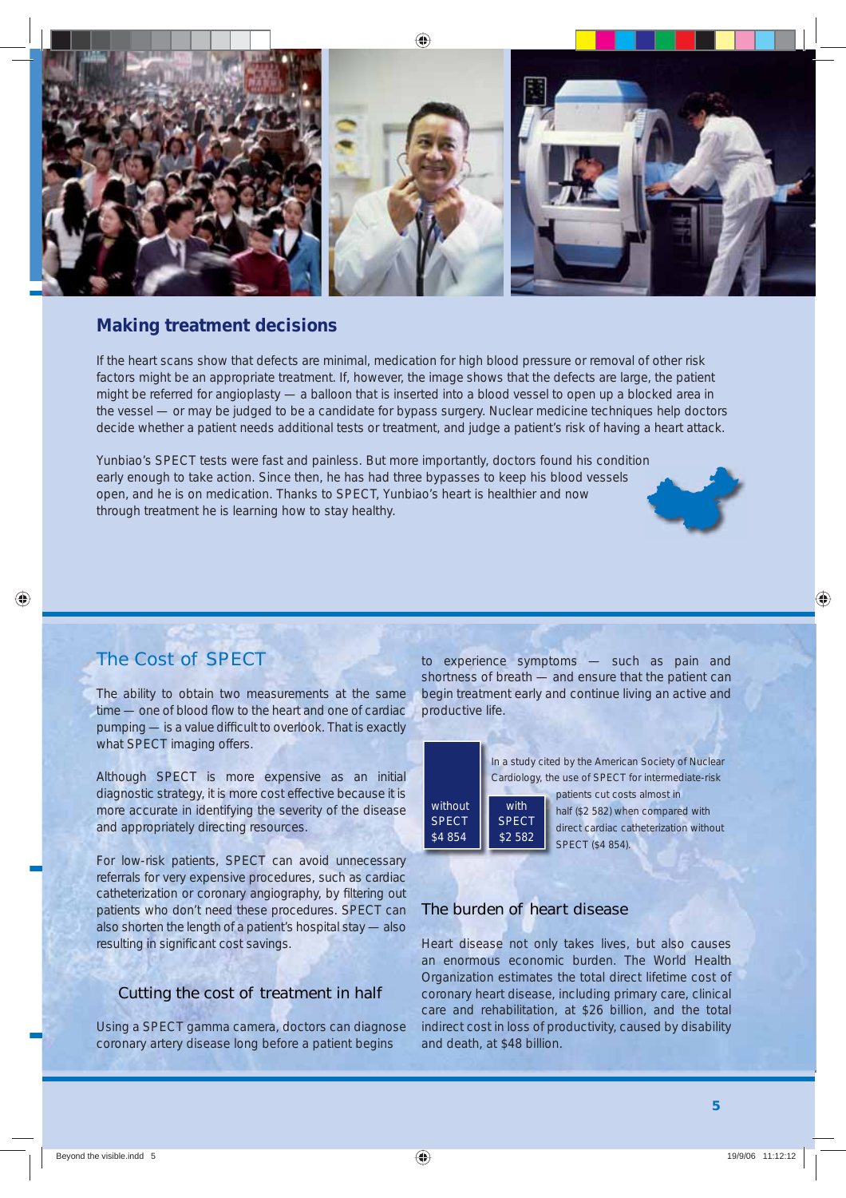## Making treatment decisions

If the heart scans show that defects are minimal, medication for high blood pressure or removal of other risk factors might be an appropriate treatment. If, however, the image shows that the defects are large, the patient might be referred for angioplasty — a balloon that is inserted into a blood vessel to open up a blocked area in the vessel — or may be judged to be a candidate for bypass surgery. Nuclear medicine techniques help doctors decide whether a patient needs additional tests or treatment, and judge a patient's risk of having a heart attack.

Yunbiao's SPECT tests were fast and painless. But more importantly, doctors found his condition early enough to take action. Since then, he has had three bypasses to keep his blood vessels open, and he is on medication. Thanks to SPECT, Yunbiao's heart is healthier and now through treatment he is learning how to stay healthy.

## The Cost of SPECT

The ability to obtain two measurements at the same time — one of blood flow to the heart and one of cardiac pumping — is a value difficult to overlook. That is exactly what SPECT imaging offers.

Although SPECT is more expensive as an initial diagnostic strategy, it is more cost effective because it is more accurate in identifying the severity of the disease and appropriately directing resources.

For low-risk patients, SPECT can avoid unnecessary referrals for very expensive procedures, such as cardiac catheterization or coronary angiography, by filtering out patients who don't need these procedures. SPECT can also shorten the length of a patient's hospital stay — also resulting in significant cost savings.

### Cutting the cost of treatment in half

Using a SPECT gamma camera, doctors can diagnose coronary artery disease long before a patient begins to experience symptoms — such as pain and shortness of breath — and ensure that the patient can begin treatment early and continue living an active and productive life.

| without SPECT | with SPECT |
|---|---|
| $4 854 | $2 582 |

In a study cited by the American Society of Nuclear Cardiology, the use of SPECT for intermediate-risk patients cut costs almost in half ($2 582) when compared with direct cardiac catheterization without SPECT ($4 854).

### The burden of heart disease

Heart disease not only takes lives, but also causes an enormous economic burden. The World Health Organization estimates the total direct lifetime cost of coronary heart disease, including primary care, clinical care and rehabilitation, at $26 billion, and the total indirect cost in loss of productivity, caused by disability and death, at $48 billion.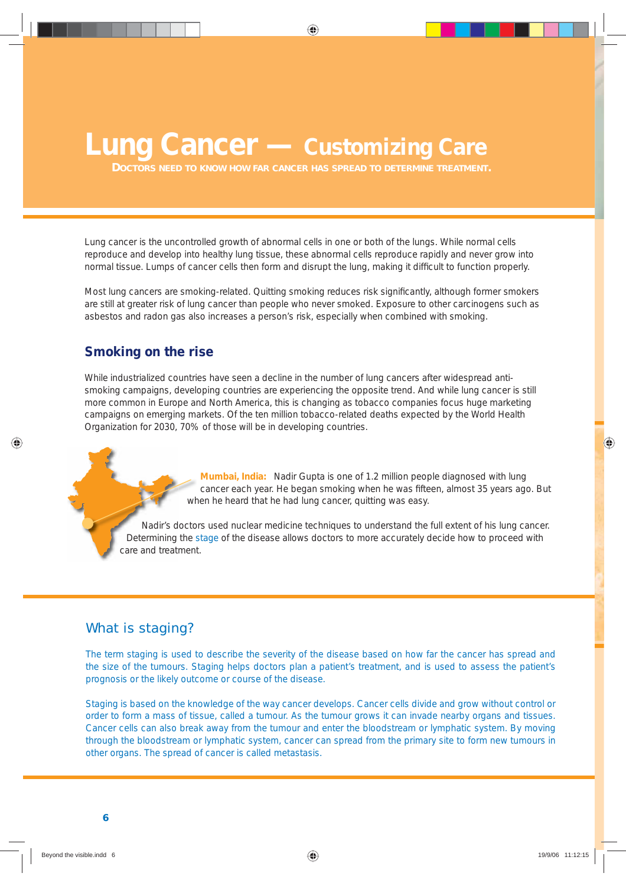# Lung Cancer — Customizing Care

**DOCTORS NEED TO KNOW HOW FAR CANCER HAS SPREAD TO DETERMINE TREATMENT.**

Lung cancer is the uncontrolled growth of abnormal cells in one or both of the lungs. While normal cells reproduce and develop into healthy lung tissue, these abnormal cells reproduce rapidly and never grow into normal tissue. Lumps of cancer cells then form and disrupt the lung, making it difficult to function properly.

Most lung cancers are smoking-related. Quitting smoking reduces risk significantly, although former smokers are still at greater risk of lung cancer than people who never smoked. Exposure to other carcinogens such as asbestos and radon gas also increases a person's risk, especially when combined with smoking.

## Smoking on the rise

While industrialized countries have seen a decline in the number of lung cancers after widespread anti-smoking campaigns, developing countries are experiencing the opposite trend. And while lung cancer is still more common in Europe and North America, this is changing as tobacco companies focus huge marketing campaigns on emerging markets. Of the ten million tobacco-related deaths expected by the World Health Organization for 2030, 70% of those will be in developing countries.

**Mumbai, India:** Nadir Gupta is one of 1.2 million people diagnosed with lung cancer each year. He began smoking when he was fifteen, almost 35 years ago. But when he heard that he had lung cancer, quitting was easy.

Nadir's doctors used nuclear medicine techniques to understand the full extent of his lung cancer. Determining the stage of the disease allows doctors to more accurately decide how to proceed with care and treatment.

## What is staging?

The term staging is used to describe the severity of the disease based on how far the cancer has spread and the size of the tumours. Staging helps doctors plan a patient's treatment, and is used to assess the patient's prognosis or the likely outcome or course of the disease.

Staging is based on the knowledge of the way cancer develops. Cancer cells divide and grow without control or order to form a mass of tissue, called a tumour. As the tumour grows it can invade nearby organs and tissues. Cancer cells can also break away from the tumour and enter the bloodstream or lymphatic system. By moving through the bloodstream or lymphatic system, cancer can spread from the primary site to form new tumours in other organs. The spread of cancer is called metastasis.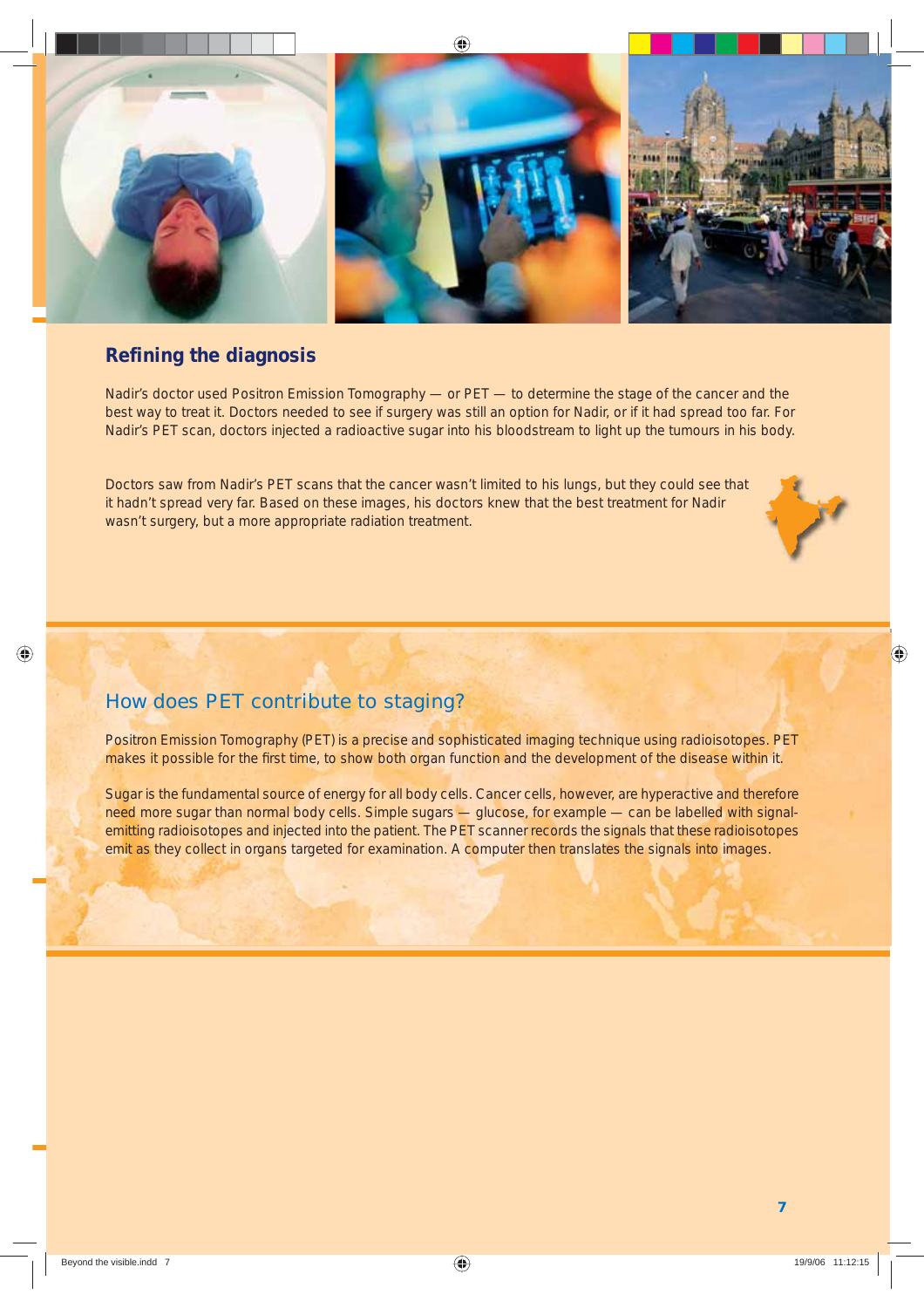## Refining the diagnosis

Nadir's doctor used Positron Emission Tomography — or PET — to determine the stage of the cancer and the best way to treat it. Doctors needed to see if surgery was still an option for Nadir, or if it had spread too far. For Nadir's PET scan, doctors injected a radioactive sugar into his bloodstream to light up the tumours in his body.

Doctors saw from Nadir's PET scans that the cancer wasn't limited to his lungs, but they could see that it hadn't spread very far. Based on these images, his doctors knew that the best treatment for Nadir wasn't surgery, but a more appropriate radiation treatment.

## How does PET contribute to staging?

Positron Emission Tomography (PET) is a precise and sophisticated imaging technique using radioisotopes. PET makes it possible for the first time, to show both organ function and the development of the disease within it.

Sugar is the fundamental source of energy for all body cells. Cancer cells, however, are hyperactive and therefore need more sugar than normal body cells. Simple sugars — glucose, for example — can be labelled with signal-emitting radioisotopes and injected into the patient. The PET scanner records the signals that these radioisotopes emit as they collect in organs targeted for examination. A computer then translates the signals into images.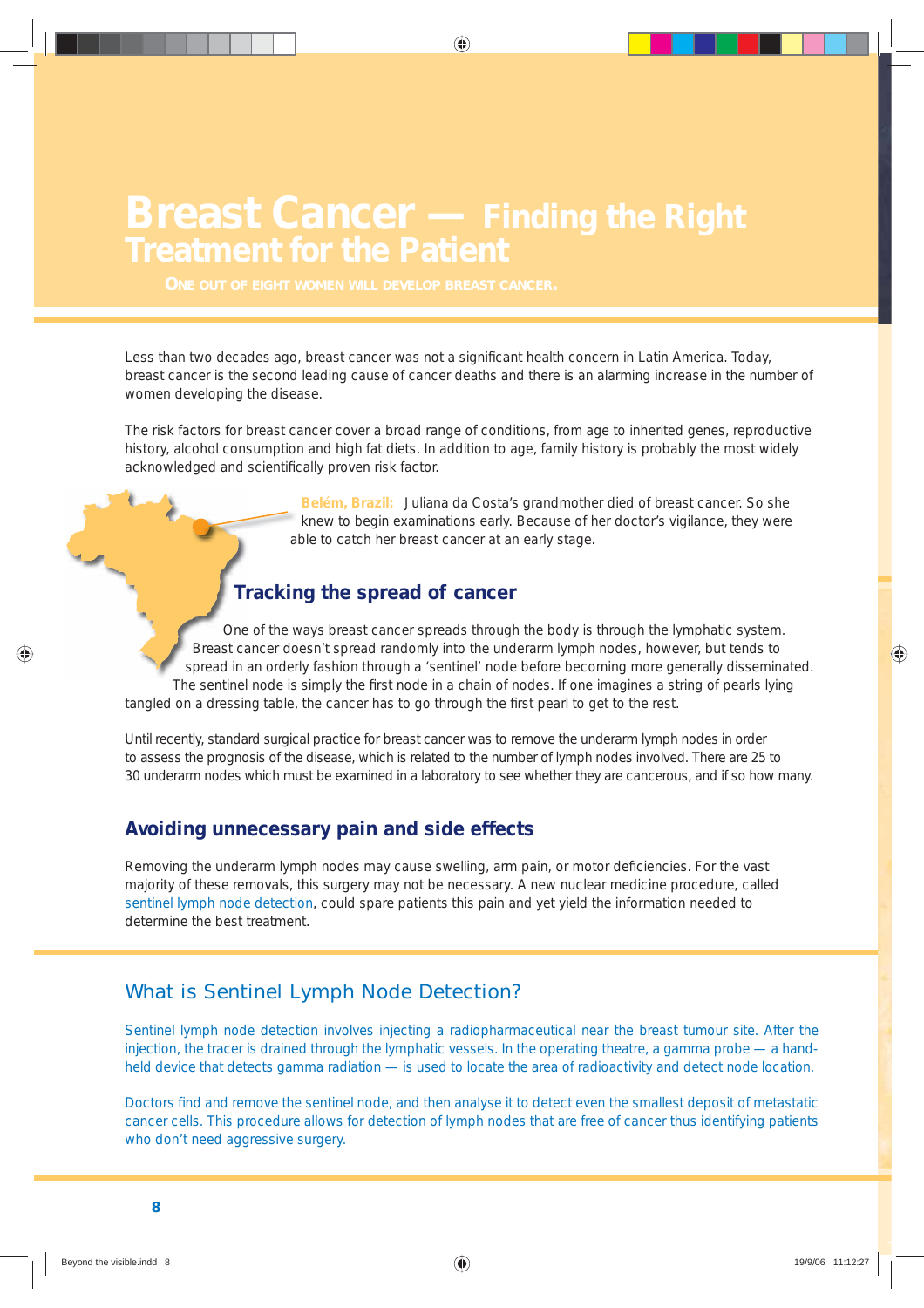# Breast Cancer — Finding the Right Treatment for the Patient

ONE OUT OF EIGHT WOMEN WILL DEVELOP BREAST CANCER.

Less than two decades ago, breast cancer was not a significant health concern in Latin America. Today, breast cancer is the second leading cause of cancer deaths and there is an alarming increase in the number of women developing the disease.

The risk factors for breast cancer cover a broad range of conditions, from age to inherited genes, reproductive history, alcohol consumption and high fat diets. In addition to age, family history is probably the most widely acknowledged and scientifically proven risk factor.

**Belém, Brazil:** Juliana da Costa's grandmother died of breast cancer. So she knew to begin examinations early. Because of her doctor's vigilance, they were able to catch her breast cancer at an early stage.

## Tracking the spread of cancer

One of the ways breast cancer spreads through the body is through the lymphatic system. Breast cancer doesn't spread randomly into the underarm lymph nodes, however, but tends to spread in an orderly fashion through a 'sentinel' node before becoming more generally disseminated. The sentinel node is simply the first node in a chain of nodes. If one imagines a string of pearls lying tangled on a dressing table, the cancer has to go through the first pearl to get to the rest.

Until recently, standard surgical practice for breast cancer was to remove the underarm lymph nodes in order to assess the prognosis of the disease, which is related to the number of lymph nodes involved. There are 25 to 30 underarm nodes which must be examined in a laboratory to see whether they are cancerous, and if so how many.

## Avoiding unnecessary pain and side effects

Removing the underarm lymph nodes may cause swelling, arm pain, or motor deficiencies. For the vast majority of these removals, this surgery may not be necessary. A new nuclear medicine procedure, called sentinel lymph node detection, could spare patients this pain and yet yield the information needed to determine the best treatment.

## What is Sentinel Lymph Node Detection?

Sentinel lymph node detection involves injecting a radiopharmaceutical near the breast tumour site. After the injection, the tracer is drained through the lymphatic vessels. In the operating theatre, a gamma probe — a hand-held device that detects gamma radiation — is used to locate the area of radioactivity and detect node location.

Doctors find and remove the sentinel node, and then analyse it to detect even the smallest deposit of metastatic cancer cells. This procedure allows for detection of lymph nodes that are free of cancer thus identifying patients who don't need aggressive surgery.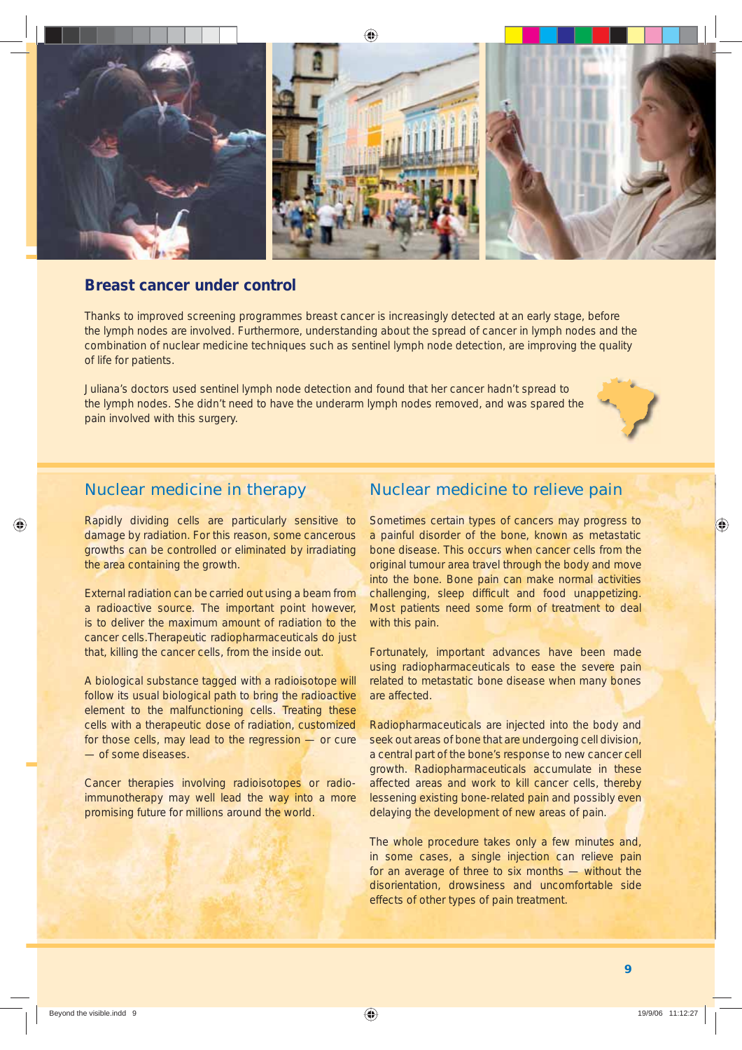## Breast cancer under control

Thanks to improved screening programmes breast cancer is increasingly detected at an early stage, before the lymph nodes are involved. Furthermore, understanding about the spread of cancer in lymph nodes and the combination of nuclear medicine techniques such as sentinel lymph node detection, are improving the quality of life for patients.

Juliana's doctors used sentinel lymph node detection and found that her cancer hadn't spread to the lymph nodes. She didn't need to have the underarm lymph nodes removed, and was spared the pain involved with this surgery.

## Nuclear medicine in therapy

Rapidly dividing cells are particularly sensitive to damage by radiation. For this reason, some cancerous growths can be controlled or eliminated by irradiating the area containing the growth.

External radiation can be carried out using a beam from a radioactive source. The important point however, is to deliver the maximum amount of radiation to the cancer cells.Therapeutic radiopharmaceuticals do just that, killing the cancer cells, from the inside out.

A biological substance tagged with a radioisotope will follow its usual biological path to bring the radioactive element to the malfunctioning cells. Treating these cells with a therapeutic dose of radiation, customized for those cells, may lead to the regression — or cure — of some diseases.

Cancer therapies involving radioisotopes or radio-immunotherapy may well lead the way into a more promising future for millions around the world.

## Nuclear medicine to relieve pain

Sometimes certain types of cancers may progress to a painful disorder of the bone, known as metastatic bone disease. This occurs when cancer cells from the original tumour area travel through the body and move into the bone. Bone pain can make normal activities challenging, sleep difficult and food unappetizing. Most patients need some form of treatment to deal with this pain.

Fortunately, important advances have been made using radiopharmaceuticals to ease the severe pain related to metastatic bone disease when many bones are affected.

Radiopharmaceuticals are injected into the body and seek out areas of bone that are undergoing cell division, a central part of the bone's response to new cancer cell growth. Radiopharmaceuticals accumulate in these affected areas and work to kill cancer cells, thereby lessening existing bone-related pain and possibly even delaying the development of new areas of pain.

The whole procedure takes only a few minutes and, in some cases, a single injection can relieve pain for an average of three to six months — without the disorientation, drowsiness and uncomfortable side effects of other types of pain treatment.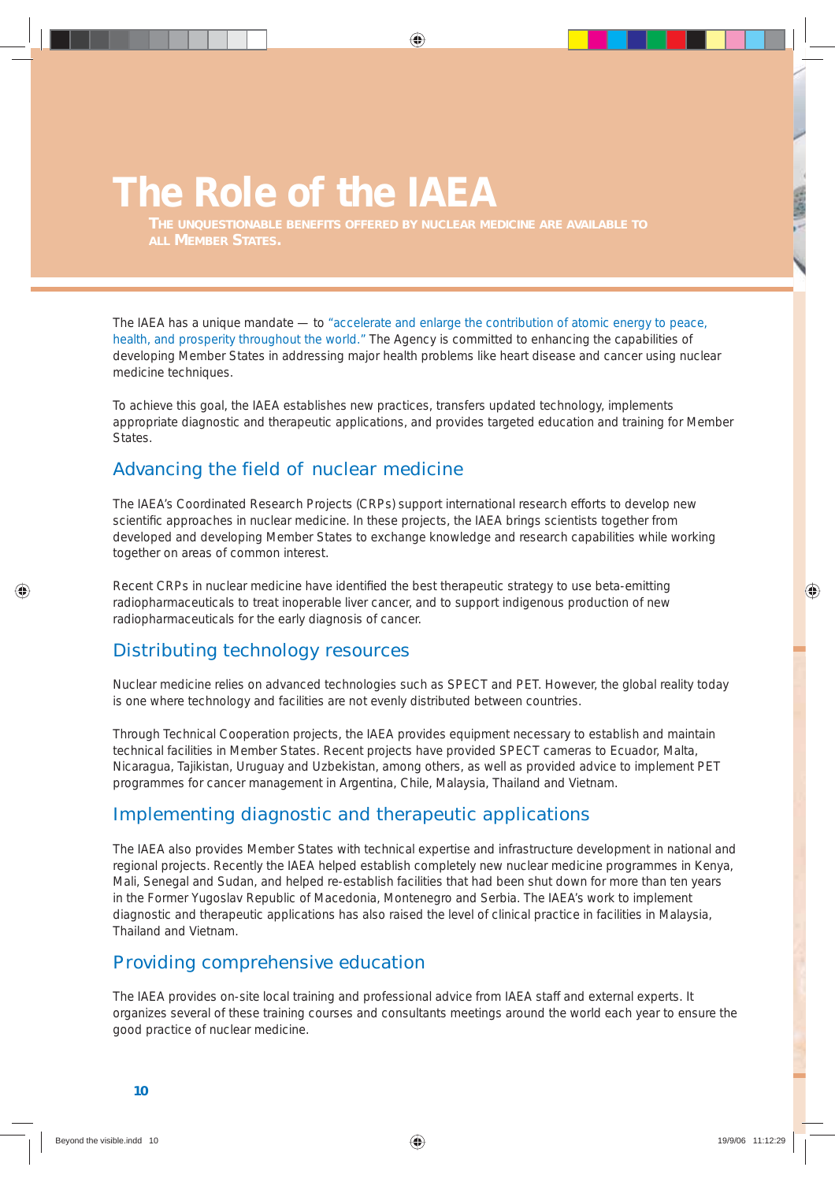# The Role of the IAEA

**THE UNQUESTIONABLE BENEFITS OFFERED BY NUCLEAR MEDICINE ARE AVAILABLE TO ALL MEMBER STATES.**

The IAEA has a unique mandate — to "accelerate and enlarge the contribution of atomic energy to peace, health, and prosperity throughout the world." The Agency is committed to enhancing the capabilities of developing Member States in addressing major health problems like heart disease and cancer using nuclear medicine techniques.

To achieve this goal, the IAEA establishes new practices, transfers updated technology, implements appropriate diagnostic and therapeutic applications, and provides targeted education and training for Member States.

## Advancing the field of nuclear medicine

The IAEA's Coordinated Research Projects (CRPs) support international research efforts to develop new scientific approaches in nuclear medicine. In these projects, the IAEA brings scientists together from developed and developing Member States to exchange knowledge and research capabilities while working together on areas of common interest.

Recent CRPs in nuclear medicine have identified the best therapeutic strategy to use beta-emitting radiopharmaceuticals to treat inoperable liver cancer, and to support indigenous production of new radiopharmaceuticals for the early diagnosis of cancer.

## Distributing technology resources

Nuclear medicine relies on advanced technologies such as SPECT and PET. However, the global reality today is one where technology and facilities are not evenly distributed between countries.

Through Technical Cooperation projects, the IAEA provides equipment necessary to establish and maintain technical facilities in Member States. Recent projects have provided SPECT cameras to Ecuador, Malta, Nicaragua, Tajikistan, Uruguay and Uzbekistan, among others, as well as provided advice to implement PET programmes for cancer management in Argentina, Chile, Malaysia, Thailand and Vietnam.

## Implementing diagnostic and therapeutic applications

The IAEA also provides Member States with technical expertise and infrastructure development in national and regional projects. Recently the IAEA helped establish completely new nuclear medicine programmes in Kenya, Mali, Senegal and Sudan, and helped re-establish facilities that had been shut down for more than ten years in the Former Yugoslav Republic of Macedonia, Montenegro and Serbia. The IAEA's work to implement diagnostic and therapeutic applications has also raised the level of clinical practice in facilities in Malaysia, Thailand and Vietnam.

## Providing comprehensive education

The IAEA provides on-site local training and professional advice from IAEA staff and external experts. It organizes several of these training courses and consultants meetings around the world each year to ensure the good practice of nuclear medicine.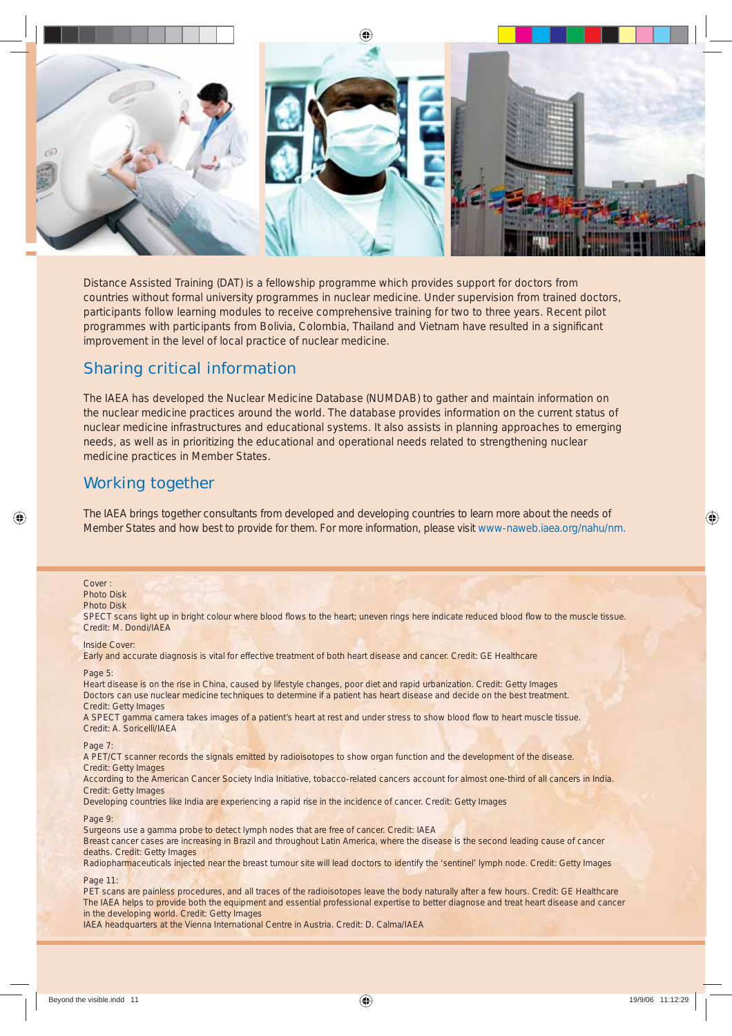Distance Assisted Training (DAT) is a fellowship programme which provides support for doctors from countries without formal university programmes in nuclear medicine. Under supervision from trained doctors, participants follow learning modules to receive comprehensive training for two to three years. Recent pilot programmes with participants from Bolivia, Colombia, Thailand and Vietnam have resulted in a significant improvement in the level of local practice of nuclear medicine.

## Sharing critical information

The IAEA has developed the Nuclear Medicine Database (NUMDAB) to gather and maintain information on the nuclear medicine practices around the world. The database provides information on the current status of nuclear medicine infrastructures and educational systems. It also assists in planning approaches to emerging needs, as well as in prioritizing the educational and operational needs related to strengthening nuclear medicine practices in Member States.

## Working together

The IAEA brings together consultants from developed and developing countries to learn more about the needs of Member States and how best to provide for them. For more information, please visit www-naweb.iaea.org/nahu/nm.

Cover :
Photo Disk
Photo Disk
SPECT scans light up in bright colour where blood flows to the heart; uneven rings here indicate reduced blood flow to the muscle tissue. Credit: M. Dondi/IAEA

Inside Cover:
Early and accurate diagnosis is vital for effective treatment of both heart disease and cancer. Credit: GE Healthcare

Page 5:
Heart disease is on the rise in China, caused by lifestyle changes, poor diet and rapid urbanization. Credit: Getty Images
Doctors can use nuclear medicine techniques to determine if a patient has heart disease and decide on the best treatment. Credit: Getty Images
A SPECT gamma camera takes images of a patient's heart at rest and under stress to show blood flow to heart muscle tissue. Credit: A. Soricelli/IAEA

Page 7:
A PET/CT scanner records the signals emitted by radioisotopes to show organ function and the development of the disease. Credit: Getty Images
According to the American Cancer Society India Initiative, tobacco-related cancers account for almost one-third of all cancers in India. Credit: Getty Images
Developing countries like India are experiencing a rapid rise in the incidence of cancer. Credit: Getty Images

Page 9:
Surgeons use a gamma probe to detect lymph nodes that are free of cancer. Credit: IAEA
Breast cancer cases are increasing in Brazil and throughout Latin America, where the disease is the second leading cause of cancer deaths. Credit: Getty Images
Radiopharmaceuticals injected near the breast tumour site will lead doctors to identify the 'sentinel' lymph node. Credit: Getty Images

Page 11:
PET scans are painless procedures, and all traces of the radioisotopes leave the body naturally after a few hours. Credit: GE Healthcare
The IAEA helps to provide both the equipment and essential professional expertise to better diagnose and treat heart disease and cancer in the developing world. Credit: Getty Images
IAEA headquarters at the Vienna International Centre in Austria. Credit: D. Calma/IAEA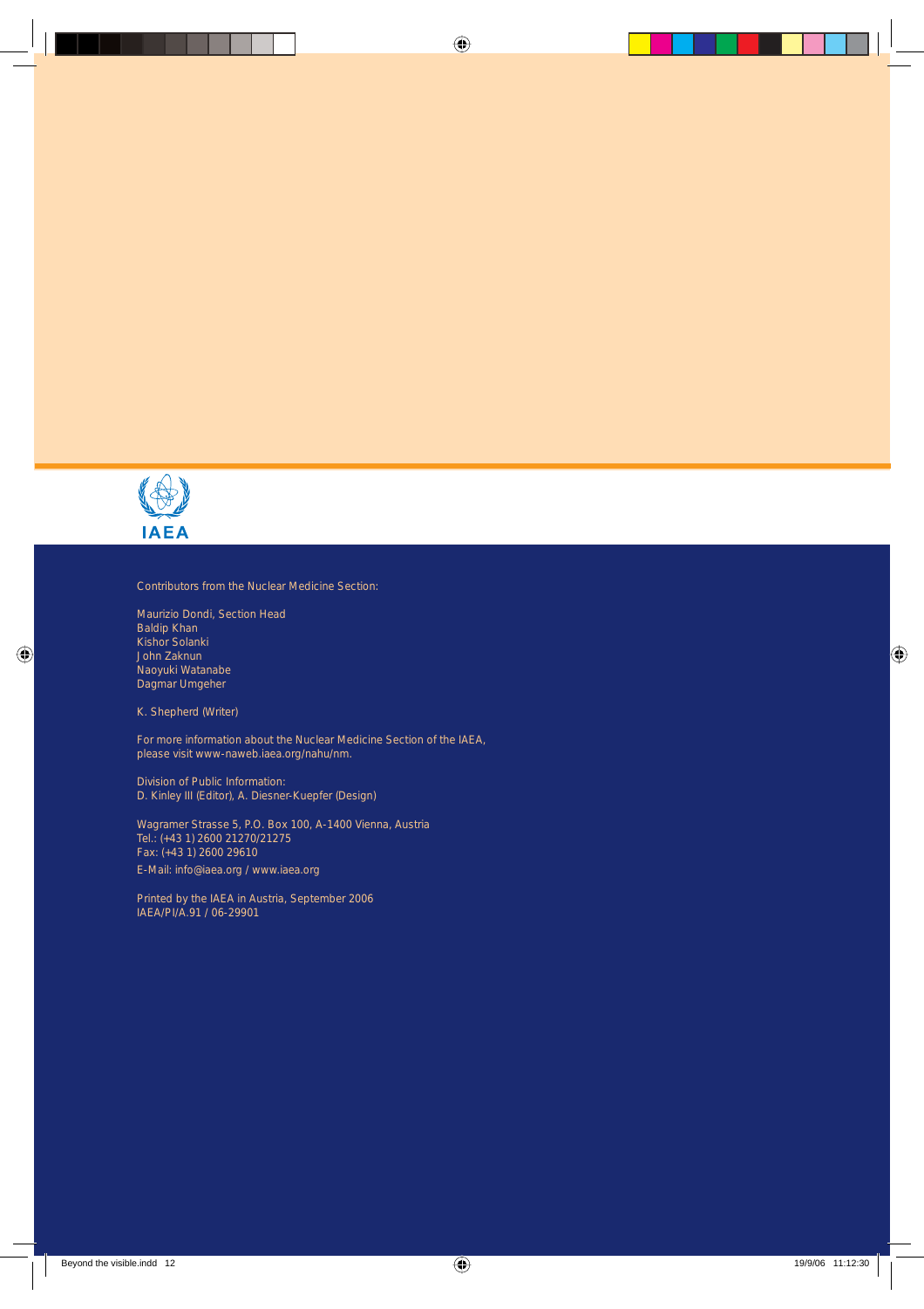IAEA

Contributors from the Nuclear Medicine Section:

Maurizio Dondi, Section Head
Baldip Khan
Kishor Solanki
John Zaknun
Naoyuki Watanabe
Dagmar Umgeher

K. Shepherd (Writer)

For more information about the Nuclear Medicine Section of the IAEA, please visit www-naweb.iaea.org/nahu/nm.

Division of Public Information:
D. Kinley III (Editor), A. Diesner-Kuepfer (Design)

Wagramer Strasse 5, P.O. Box 100, A-1400 Vienna, Austria
Tel.: (+43 1) 2600 21270/21275
Fax: (+43 1) 2600 29610
E-Mail: info@iaea.org / www.iaea.org

Printed by the IAEA in Austria, September 2006
IAEA/PI/A.91 / 06-29901